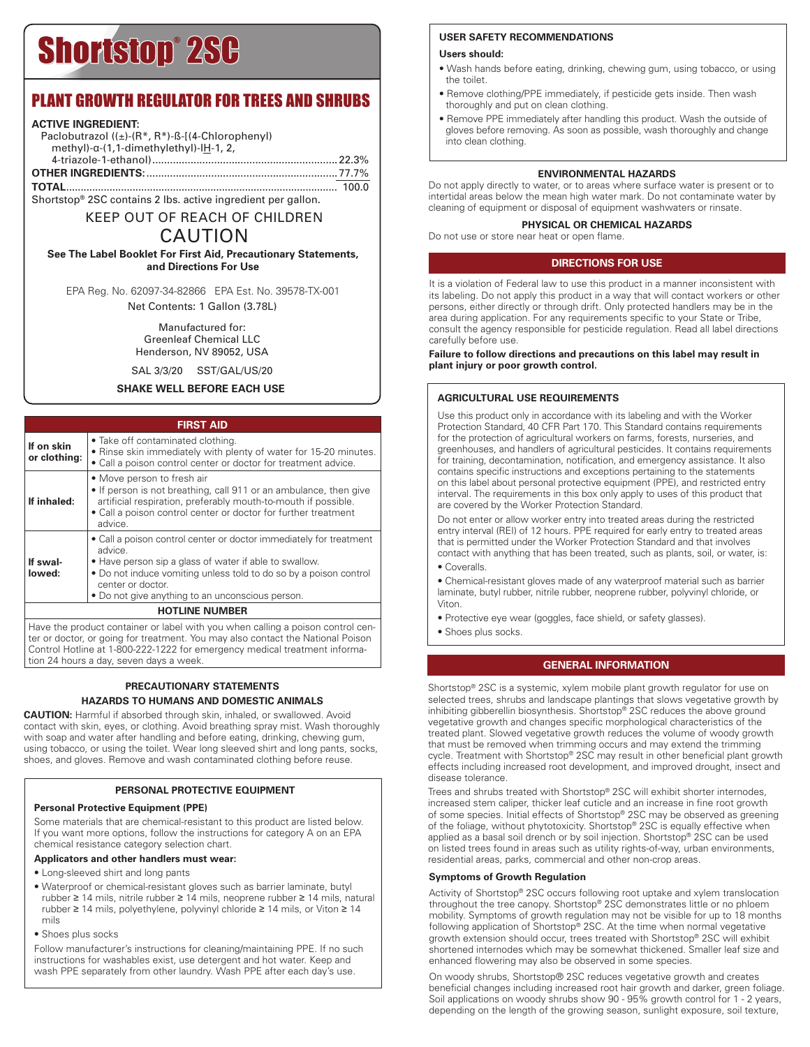# Shortstop® 2SC

## PLANT GROWTH REGULATOR FOR TREES AND SHRUBS

**ACTIVE INGREDIENT:**

Paclobutrazol ((±)-(R\*, R\*)-ß-[(4-Chlorophenyl) methyl)-α-(1,1-dimethylethyl)-IH-1, 2, 4-triazole-1-ethanol) ............ 22.3%

**OTHER INGREDIENTS:** ............ 77.7%

**TOTAL** ............ 100.0

Shortstop® 2SC contains 2 lbs. active ingredient per gallon.

KEEP OUT OF REACH OF CHILDREN

CAUTION

**See The Label Booklet For First Aid, Precautionary Statements, and Directions For Use**

EPA Reg. No. 62097-34-82866 EPA Est. No. 39578-TX-001

Net Contents: 1 Gallon (3.78L)

Manufactured for:
Greenleaf Chemical LLC
Henderson, NV 89052, USA

SAL 3/3/20 SST/GAL/US/20

**SHAKE WELL BEFORE EACH USE**

| FIRST AID | |
|---|---|
| **If on skin or clothing:** | • Take off contaminated clothing.<br>• Rinse skin immediately with plenty of water for 15-20 minutes.<br>• Call a poison control center or doctor for treatment advice. |
| **If inhaled:** | • Move person to fresh air<br>• If person is not breathing, call 911 or an ambulance, then give artificial respiration, preferably mouth-to-mouth if possible.<br>• Call a poison control center or doctor for further treatment advice. |
| **If swallowed:** | • Call a poison control center or doctor immediately for treatment advice.<br>• Have person sip a glass of water if able to swallow.<br>• Do not induce vomiting unless told to do so by a poison control center or doctor.<br>• Do not give anything to an unconscious person. |
| **HOTLINE NUMBER** | |
| Have the product container or label with you when calling a poison control center or doctor, or going for treatment. You may also contact the National Poison Control Hotline at 1-800-222-1222 for emergency medical treatment information 24 hours a day, seven days a week. | |

## PRECAUTIONARY STATEMENTS

### HAZARDS TO HUMANS AND DOMESTIC ANIMALS

**CAUTION:** Harmful if absorbed through skin, inhaled, or swallowed. Avoid contact with skin, eyes, or clothing. Avoid breathing spray mist. Wash thoroughly with soap and water after handling and before eating, drinking, chewing gum, using tobacco, or using the toilet. Wear long sleeved shirt and long pants, socks, shoes, and gloves. Remove and wash contaminated clothing before reuse.

### PERSONAL PROTECTIVE EQUIPMENT

**Personal Protective Equipment (PPE)**

Some materials that are chemical-resistant to this product are listed below. If you want more options, follow the instructions for category A on an EPA chemical resistance category selection chart.

**Applicators and other handlers must wear:**

- Long-sleeved shirt and long pants
- Waterproof or chemical-resistant gloves such as barrier laminate, butyl rubber ≥ 14 mils, nitrile rubber ≥ 14 mils, neoprene rubber ≥ 14 mils, natural rubber ≥ 14 mils, polyethylene, polyvinyl chloride ≥ 14 mils, or Viton ≥ 14 mils
- Shoes plus socks

Follow manufacturer's instructions for cleaning/maintaining PPE. If no such instructions for washables exist, use detergent and hot water. Keep and wash PPE separately from other laundry. Wash PPE after each day's use.

### USER SAFETY RECOMMENDATIONS

**Users should:**

- Wash hands before eating, drinking, chewing gum, using tobacco, or using the toilet.
- Remove clothing/PPE immediately, if pesticide gets inside. Then wash thoroughly and put on clean clothing.
- Remove PPE immediately after handling this product. Wash the outside of gloves before removing. As soon as possible, wash thoroughly and change into clean clothing.

### ENVIRONMENTAL HAZARDS

Do not apply directly to water, or to areas where surface water is present or to intertidal areas below the mean high water mark. Do not contaminate water by cleaning of equipment or disposal of equipment washwaters or rinsate.

### PHYSICAL OR CHEMICAL HAZARDS

Do not use or store near heat or open flame.

## DIRECTIONS FOR USE

It is a violation of Federal law to use this product in a manner inconsistent with its labeling. Do not apply this product in a way that will contact workers or other persons, either directly or through drift. Only protected handlers may be in the area during application. For any requirements specific to your State or Tribe, consult the agency responsible for pesticide regulation. Read all label directions carefully before use.

**Failure to follow directions and precautions on this label may result in plant injury or poor growth control.**

### AGRICULTURAL USE REQUIREMENTS

Use this product only in accordance with its labeling and with the Worker Protection Standard, 40 CFR Part 170. This Standard contains requirements for the protection of agricultural workers on farms, forests, nurseries, and greenhouses, and handlers of agricultural pesticides. It contains requirements for training, decontamination, notification, and emergency assistance. It also contains specific instructions and exceptions pertaining to the statements on this label about personal protective equipment (PPE), and restricted entry interval. The requirements in this box only apply to uses of this product that are covered by the Worker Protection Standard.

Do not enter or allow worker entry into treated areas during the restricted entry interval (REI) of 12 hours. PPE required for early entry to treated areas that is permitted under the Worker Protection Standard and that involves contact with anything that has been treated, such as plants, soil, or water, is:

- Coveralls.
- Chemical-resistant gloves made of any waterproof material such as barrier laminate, butyl rubber, nitrile rubber, neoprene rubber, polyvinyl chloride, or Viton.
- Protective eye wear (goggles, face shield, or safety glasses).
- Shoes plus socks.

## GENERAL INFORMATION

Shortstop® 2SC is a systemic, xylem mobile plant growth regulator for use on selected trees, shrubs and landscape plantings that slows vegetative growth by inhibiting gibberellin biosynthesis. Shortstop® 2SC reduces the above ground vegetative growth and changes specific morphological characteristics of the treated plant. Slowed vegetative growth reduces the volume of woody growth that must be removed when trimming occurs and may extend the trimming cycle. Treatment with Shortstop® 2SC may result in other beneficial plant growth effects including increased root development, and improved drought, insect and disease tolerance.

Trees and shrubs treated with Shortstop® 2SC will exhibit shorter internodes, increased stem caliper, thicker leaf cuticle and an increase in fine root growth of some species. Initial effects of Shortstop® 2SC may be observed as greening of the foliage, without phytotoxicity. Shortstop® 2SC is equally effective when applied as a basal soil drench or by soil injection. Shortstop® 2SC can be used on listed trees found in areas such as utility rights-of-way, urban environments, residential areas, parks, commercial and other non-crop areas.

### Symptoms of Growth Regulation

Activity of Shortstop® 2SC occurs following root uptake and xylem translocation throughout the tree canopy. Shortstop® 2SC demonstrates little or no phloem mobility. Symptoms of growth regulation may not be visible for up to 18 months following application of Shortstop® 2SC. At the time when normal vegetative growth extension should occur, trees treated with Shortstop® 2SC will exhibit shortened internodes which may be somewhat thickened. Smaller leaf size and enhanced flowering may also be observed in some species.

On woody shrubs, Shortstop® 2SC reduces vegetative growth and creates beneficial changes including increased root hair growth and darker, green foliage. Soil applications on woody shrubs show 90 - 95% growth control for 1 - 2 years, depending on the length of the growing season, sunlight exposure, soil texture,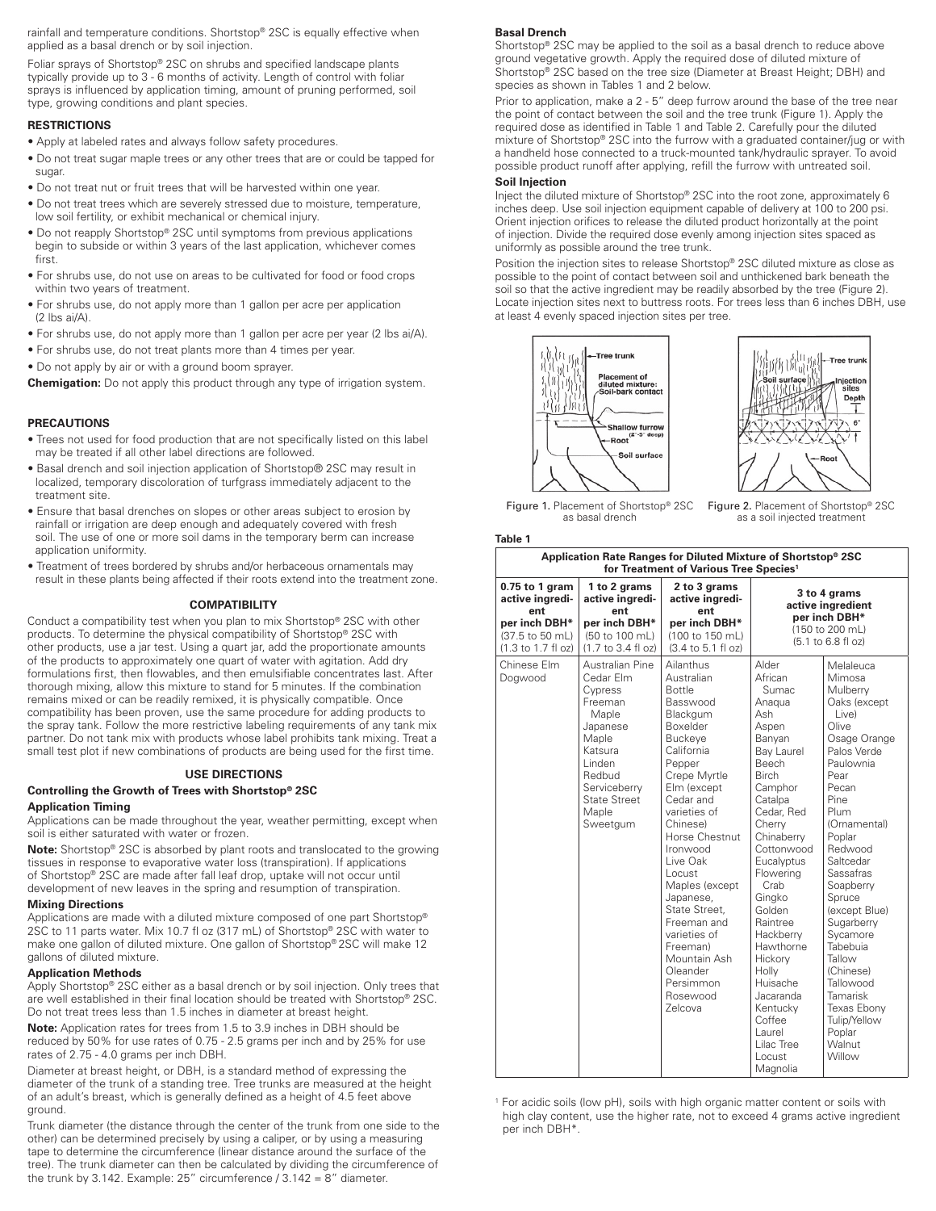rainfall and temperature conditions. Shortstop® 2SC is equally effective when applied as a basal drench or by soil injection.

Foliar sprays of Shortstop® 2SC on shrubs and specified landscape plants typically provide up to 3 - 6 months of activity. Length of control with foliar sprays is influenced by application timing, amount of pruning performed, soil type, growing conditions and plant species.

## RESTRICTIONS

- Apply at labeled rates and always follow safety procedures.
- Do not treat sugar maple trees or any other trees that are or could be tapped for sugar.
- Do not treat nut or fruit trees that will be harvested within one year.
- Do not treat trees which are severely stressed due to moisture, temperature, low soil fertility, or exhibit mechanical or chemical injury.
- Do not reapply Shortstop® 2SC until symptoms from previous applications begin to subside or within 3 years of the last application, whichever comes first.
- For shrubs use, do not use on areas to be cultivated for food or food crops within two years of treatment.
- For shrubs use, do not apply more than 1 gallon per acre per application (2 lbs ai/A).
- For shrubs use, do not apply more than 1 gallon per acre per year (2 lbs ai/A).
- For shrubs use, do not treat plants more than 4 times per year.
- Do not apply by air or with a ground boom sprayer.

**Chemigation:** Do not apply this product through any type of irrigation system.

## PRECAUTIONS

- Trees not used for food production that are not specifically listed on this label may be treated if all other label directions are followed.
- Basal drench and soil injection application of Shortstop® 2SC may result in localized, temporary discoloration of turfgrass immediately adjacent to the treatment site.
- Ensure that basal drenches on slopes or other areas subject to erosion by rainfall or irrigation are deep enough and adequately covered with fresh soil. The use of one or more soil dams in the temporary berm can increase application uniformity.
- Treatment of trees bordered by shrubs and/or herbaceous ornamentals may result in these plants being affected if their roots extend into the treatment zone.

## COMPATIBILITY

Conduct a compatibility test when you plan to mix Shortstop® 2SC with other products. To determine the physical compatibility of Shortstop® 2SC with other products, use a jar test. Using a quart jar, add the proportionate amounts of the products to approximately one quart of water with agitation. Add dry formulations first, then flowables, and then emulsifiable concentrates last. After thorough mixing, allow this mixture to stand for 5 minutes. If the combination remains mixed or can be readily remixed, it is physically compatible. Once compatibility has been proven, use the same procedure for adding products to the spray tank. Follow the more restrictive labeling requirements of any tank mix partner. Do not tank mix with products whose label prohibits tank mixing. Treat a small test plot if new combinations of products are being used for the first time.

## USE DIRECTIONS

### Controlling the Growth of Trees with Shortstop® 2SC

#### Application Timing

Applications can be made throughout the year, weather permitting, except when soil is either saturated with water or frozen.

**Note:** Shortstop® 2SC is absorbed by plant roots and translocated to the growing tissues in response to evaporative water loss (transpiration). If applications of Shortstop® 2SC are made after fall leaf drop, uptake will not occur until development of new leaves in the spring and resumption of transpiration.

#### Mixing Directions

Applications are made with a diluted mixture composed of one part Shortstop® 2SC to 11 parts water. Mix 10.7 fl oz (317 mL) of Shortstop® 2SC with water to make one gallon of diluted mixture. One gallon of Shortstop® 2SC will make 12 gallons of diluted mixture.

#### Application Methods

Apply Shortstop® 2SC either as a basal drench or by soil injection. Only trees that are well established in their final location should be treated with Shortstop® 2SC. Do not treat trees less than 1.5 inches in diameter at breast height.

**Note:** Application rates for trees from 1.5 to 3.9 inches in DBH should be reduced by 50% for use rates of 0.75 - 2.5 grams per inch and by 25% for use rates of 2.75 - 4.0 grams per inch DBH.

Diameter at breast height, or DBH, is a standard method of expressing the diameter of the trunk of a standing tree. Tree trunks are measured at the height of an adult's breast, which is generally defined as a height of 4.5 feet above ground.

Trunk diameter (the distance through the center of the trunk from one side to the other) can be determined precisely by using a caliper, or by using a measuring tape to determine the circumference (linear distance around the surface of the tree). The trunk diameter can then be calculated by dividing the circumference of the trunk by 3.142. Example: 25" circumference / 3.142 = 8" diameter.

#### Basal Drench

Shortstop® 2SC may be applied to the soil as a basal drench to reduce above ground vegetative growth. Apply the required dose of diluted mixture of Shortstop® 2SC based on the tree size (Diameter at Breast Height; DBH) and species as shown in Tables 1 and 2 below.

Prior to application, make a 2 - 5" deep furrow around the base of the tree near the point of contact between the soil and the tree trunk (Figure 1). Apply the required dose as identified in Table 1 and Table 2. Carefully pour the diluted mixture of Shortstop® 2SC into the furrow with a graduated container/jug or with a handheld hose connected to a truck-mounted tank/hydraulic sprayer. To avoid possible product runoff after applying, refill the furrow with untreated soil.

#### Soil Injection

Inject the diluted mixture of Shortstop® 2SC into the root zone, approximately 6 inches deep. Use soil injection equipment capable of delivery at 100 to 200 psi. Orient injection orifices to release the diluted product horizontally at the point of injection. Divide the required dose evenly among injection sites spaced as uniformly as possible around the tree trunk.

Position the injection sites to release Shortstop® 2SC diluted mixture as close as possible to the point of contact between soil and unthickened bark beneath the soil so that the active ingredient may be readily absorbed by the tree (Figure 2). Locate injection sites next to buttress roots. For trees less than 6 inches DBH, use at least 4 evenly spaced injection sites per tree.

Tree trunk; Placement of diluted mixture: Soil-bark contact; Shallow furrow (2"-5" deep); Root; Soil surface

Figure 1. Placement of Shortstop® 2SC as basal drench

Tree trunk; Soil surface; Injection sites; Depth; 6"; Root

Figure 2. Placement of Shortstop® 2SC as a soil injected treatment

**Table 1**

**Application Rate Ranges for Diluted Mixture of Shortstop® 2SC for Treatment of Various Tree Species[1]**

| 0.75 to 1 gram active ingredient per inch DBH* (37.5 to 50 mL) (1.3 to 1.7 fl oz) | 1 to 2 grams active ingredient per inch DBH* (50 to 100 mL) (1.7 to 3.4 fl oz) | 2 to 3 grams active ingredient per inch DBH* (100 to 150 mL) (3.4 to 5.1 fl oz) | 3 to 4 grams active ingredient per inch DBH* (150 to 200 mL) (5.1 to 6.8 fl oz) | |
|---|---|---|---|---|
| Chinese Elm<br>Dogwood | Australian Pine<br>Cedar Elm<br>Cypress<br>Freeman Maple<br>Japanese Maple<br>Katsura<br>Linden<br>Redbud<br>Serviceberry<br>State Street Maple<br>Sweetgum | Ailanthus<br>Australian Bottle<br>Basswood<br>Blackgum<br>Boxelder<br>Buckeye<br>California Pepper<br>Crepe Myrtle<br>Elm (except Cedar and varieties of Chinese)<br>Horse Chestnut<br>Ironwood<br>Live Oak<br>Locust<br>Maples (except Japanese, State Street, Freeman and varieties of Freeman)<br>Mountain Ash<br>Oleander<br>Persimmon<br>Rosewood<br>Zelcova | Alder<br>African Sumac<br>Anaqua<br>Ash<br>Aspen<br>Banyan<br>Bay Laurel<br>Beech<br>Birch<br>Camphor<br>Catalpa<br>Cedar, Red<br>Cherry<br>Chinaberry<br>Cottonwood<br>Eucalyptus<br>Flowering Crab<br>Gingko<br>Golden Raintree<br>Hackberry<br>Hawthorne<br>Hickory<br>Holly<br>Huisache<br>Jacaranda<br>Kentucky Coffee<br>Laurel<br>Lilac Tree<br>Locust<br>Magnolia | Melaleuca<br>Mimosa<br>Mulberry<br>Oaks (except Live)<br>Olive<br>Osage Orange<br>Palos Verde<br>Paulownia<br>Pear<br>Pecan<br>Pine<br>Plum (Ornamental)<br>Poplar<br>Redwood<br>Saltcedar<br>Sassafras<br>Soapberry<br>Spruce (except Blue)<br>Sugarberry<br>Sycamore<br>Tabebuia<br>Tallow (Chinese)<br>Tallowood<br>Tamarisk<br>Texas Ebony<br>Tulip/Yellow Poplar<br>Walnut<br>Willow |

[1] For acidic soils (low pH), soils with high organic matter content or soils with high clay content, use the higher rate, not to exceed 4 grams active ingredient per inch DBH*.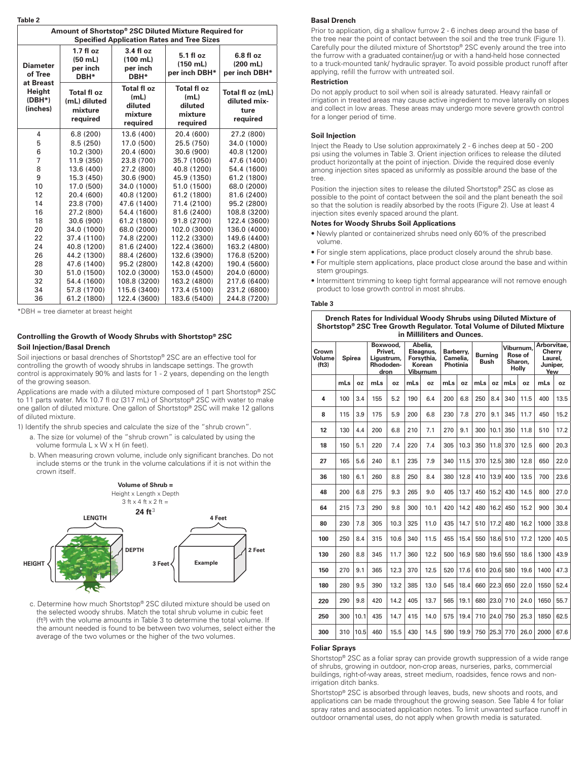**Table 2**

| Amount of Shortstop® 2SC Diluted Mixture Required for Specified Application Rates and Tree Sizes | | | | |
|---|---|---|---|---|
| Diameter of Tree at Breast Height (DBH*) (inches) | 1.7 fl oz (50 mL) per inch DBH* | 3.4 fl oz (100 mL) per inch DBH* | 5.1 fl oz (150 mL) per inch DBH* | 6.8 fl oz (200 mL) per inch DBH* |
| | Total fl oz (mL) diluted mixture required | Total fl oz (mL) diluted mixture required | Total fl oz (mL) diluted mixture required | Total fl oz (mL) diluted mixture required |
| 4 | 6.8 (200) | 13.6 (400) | 20.4 (600) | 27.2 (800) |
| 5 | 8.5 (250) | 17.0 (500) | 25.5 (750) | 34.0 (1000) |
| 6 | 10.2 (300) | 20.4 (600) | 30.6 (900) | 40.8 (1200) |
| 7 | 11.9 (350) | 23.8 (700) | 35.7 (1050) | 47.6 (1400) |
| 8 | 13.6 (400) | 27.2 (800) | 40.8 (1200) | 54.4 (1600) |
| 9 | 15.3 (450) | 30.6 (900) | 45.9 (1350) | 61.2 (1800) |
| 10 | 17.0 (500) | 34.0 (1000) | 51.0 (1500) | 68.0 (2000) |
| 12 | 20.4 (600) | 40.8 (1200) | 61.2 (1800) | 81.6 (2400) |
| 14 | 23.8 (700) | 47.6 (1400) | 71.4 (2100) | 95.2 (2800) |
| 16 | 27.2 (800) | 54.4 (1600) | 81.6 (2400) | 108.8 (3200) |
| 18 | 30.6 (900) | 61.2 (1800) | 91.8 (2700) | 122.4 (3600) |
| 20 | 34.0 (1000) | 68.0 (2000) | 102.0 (3000) | 136.0 (4000) |
| 22 | 37.4 (1100) | 74.8 (2200) | 112.2 (3300) | 149.6 (4400) |
| 24 | 40.8 (1200) | 81.6 (2400) | 122.4 (3600) | 163.2 (4800) |
| 26 | 44.2 (1300) | 88.4 (2600) | 132.6 (3900) | 176.8 (5200) |
| 28 | 47.6 (1400) | 95.2 (2800) | 142.8 (4200) | 190.4 (5600) |
| 30 | 51.0 (1500) | 102.0 (3000) | 153.0 (4500) | 204.0 (6000) |
| 32 | 54.4 (1600) | 108.8 (3200) | 163.2 (4800) | 217.6 (6400) |
| 34 | 57.8 (1700) | 115.6 (3400) | 173.4 (5100) | 231.2 (6800) |
| 36 | 61.2 (1800) | 122.4 (3600) | 183.6 (5400) | 244.8 (7200) |

*DBH = tree diameter at breast height

## Controlling the Growth of Woody Shrubs with Shortstop® 2SC

### Soil Injection/Basal Drench

Soil injections or basal drenches of Shortstop® 2SC are an effective tool for controlling the growth of woody shrubs in landscape settings. The growth control is approximately 90% and lasts for 1 - 2 years, depending on the length of the growing season.

Applications are made with a diluted mixture composed of 1 part Shortstop® 2SC to 11 parts water. Mix 10.7 fl oz (317 mL) of Shortstop® 2SC with water to make one gallon of diluted mixture. One gallon of Shortstop® 2SC will make 12 gallons of diluted mixture.

1) Identify the shrub species and calculate the size of the "shrub crown".
   a. The size (or volume) of the "shrub crown" is calculated by using the volume formula L x W x H (in feet).
   b. When measuring crown volume, include only significant branches. Do not include stems or the trunk in the volume calculations if it is not within the crown itself.

**Volume of Shrub =**
Height x Length x Depth
3 ft x 4 ft x 2 ft =
**24 ft³**

LENGTH — DEPTH — HEIGHT; Example: 4 Feet, 2 Feet, 3 Feet

   c. Determine how much Shortstop® 2SC diluted mixture should be used on the selected woody shrubs. Match the total shrub volume in cubic feet (ft³) with the volume amounts in Table 3 to determine the total volume. If the amount needed is found to be between two volumes, select either the average of the two volumes or the higher of the two volumes.

### Basal Drench

Prior to application, dig a shallow furrow 2 - 6 inches deep around the base of the tree near the point of contact between the soil and the tree trunk (Figure 1). Carefully pour the diluted mixture of Shortstop® 2SC evenly around the tree into the furrow with a graduated container/jug or with a hand-held hose connected to a truck-mounted tank/ hydraulic sprayer. To avoid possible product runoff after applying, refill the furrow with untreated soil.

#### Restriction

Do not apply product to soil when soil is already saturated. Heavy rainfall or irrigation in treated areas may cause active ingredient to move laterally on slopes and collect in low areas. These areas may undergo more severe growth control for a longer period of time.

### Soil Injection

Inject the Ready to Use solution approximately 2 - 6 inches deep at 50 - 200 psi using the volumes in Table 3. Orient injection orifices to release the diluted product horizontally at the point of injection. Divide the required dose evenly among injection sites spaced as uniformly as possible around the base of the tree.

Position the injection sites to release the diluted Shortstop® 2SC as close as possible to the point of contact between the soil and the plant beneath the soil so that the solution is readily absorbed by the roots (Figure 2). Use at least 4 injection sites evenly spaced around the plant.

#### Notes for Woody Shrubs Soil Applications

- Newly planted or containerized shrubs need only 60% of the prescribed volume.
- For single stem applications, place product closely around the shrub base.
- For multiple stem applications, place product close around the base and within stem groupings.
- Intermittent trimming to keep tight formal appearance will not remove enough product to lose growth control in most shrubs.

**Table 3**

**Drench Rates for Individual Woody Shrubs using Diluted Mixture of Shortstop® 2SC Tree Growth Regulator. Total Volume of Diluted Mixture in Milliliters and Ounces.**

| Crown Volume (ft3) | Spirea | | Boxwood, Privet, Ligustrum, Rhododendron | | Abelia, Eleagnus, Forsythia, Korean Viburnum | | Barberry, Camelia, Photinia | | Burning Bush | | Viburnum, Rose of Sharon, Holly | | Arborvitae, Cherry Laurel, Juniper, Yew | |
|---|---|---|---|---|---|---|---|---|---|---|---|---|---|---|
| | mLs | oz | mLs | oz | mLs | oz | mLs | oz | mLs | oz | mLs | oz | mLs | oz |
| 4 | 100 | 3.4 | 155 | 5.2 | 190 | 6.4 | 200 | 6.8 | 250 | 8.4 | 340 | 11.5 | 400 | 13.5 |
| 8 | 115 | 3.9 | 175 | 5.9 | 200 | 6.8 | 230 | 7.8 | 270 | 9.1 | 345 | 11.7 | 450 | 15.2 |
| 12 | 130 | 4.4 | 200 | 6.8 | 210 | 7.1 | 270 | 9.1 | 300 | 10.1 | 350 | 11.8 | 510 | 17.2 |
| 18 | 150 | 5.1 | 220 | 7.4 | 220 | 7.4 | 305 | 10.3 | 350 | 11.8 | 370 | 12.5 | 600 | 20.3 |
| 27 | 165 | 5.6 | 240 | 8.1 | 235 | 7.9 | 340 | 11.5 | 370 | 12.5 | 380 | 12.8 | 650 | 22.0 |
| 36 | 180 | 6.1 | 260 | 8.8 | 250 | 8.4 | 380 | 12.8 | 410 | 13.9 | 400 | 13.5 | 700 | 23.6 |
| 48 | 200 | 6.8 | 275 | 9.3 | 265 | 9.0 | 405 | 13.7 | 450 | 15.2 | 430 | 14.5 | 800 | 27.0 |
| 64 | 215 | 7.3 | 290 | 9.8 | 300 | 10.1 | 420 | 14.2 | 480 | 16.2 | 450 | 15.2 | 900 | 30.4 |
| 80 | 230 | 7.8 | 305 | 10.3 | 325 | 11.0 | 435 | 14.7 | 510 | 17.2 | 480 | 16.2 | 1000 | 33.8 |
| 100 | 250 | 8.4 | 315 | 10.6 | 340 | 11.5 | 455 | 15.4 | 550 | 18.6 | 510 | 17.2 | 1200 | 40.5 |
| 130 | 260 | 8.8 | 345 | 11.7 | 360 | 12.2 | 500 | 16.9 | 580 | 19.6 | 550 | 18.6 | 1300 | 43.9 |
| 150 | 270 | 9.1 | 365 | 12.3 | 370 | 12.5 | 520 | 17.6 | 610 | 20.6 | 580 | 19.6 | 1400 | 47.3 |
| 180 | 280 | 9.5 | 390 | 13.2 | 385 | 13.0 | 545 | 18.4 | 660 | 22.3 | 650 | 22.0 | 1550 | 52.4 |
| 220 | 290 | 9.8 | 420 | 14.2 | 405 | 13.7 | 565 | 19.1 | 680 | 23.0 | 710 | 24.0 | 1650 | 55.7 |
| 250 | 300 | 10.1 | 435 | 14.7 | 415 | 14.0 | 575 | 19.4 | 710 | 24.0 | 750 | 25.3 | 1850 | 62.5 |
| 300 | 310 | 10.5 | 460 | 15.5 | 430 | 14.5 | 590 | 19.9 | 750 | 25.3 | 770 | 26.0 | 2000 | 67.6 |

### Foliar Sprays

Shortstop® 2SC as a foliar spray can provide growth suppression of a wide range of shrubs, growing in outdoor, non-crop areas, nurseries, parks, commercial buildings, right-of-way areas, street medium, roadsides, fence rows and non-irrigation ditch banks.

Shortstop® 2SC is absorbed through leaves, buds, new shoots and roots, and applications can be made throughout the growing season. See Table 4 for foliar spray rates and associated application notes. To limit unwanted surface runoff in outdoor ornamental uses, do not apply when growth media is saturated.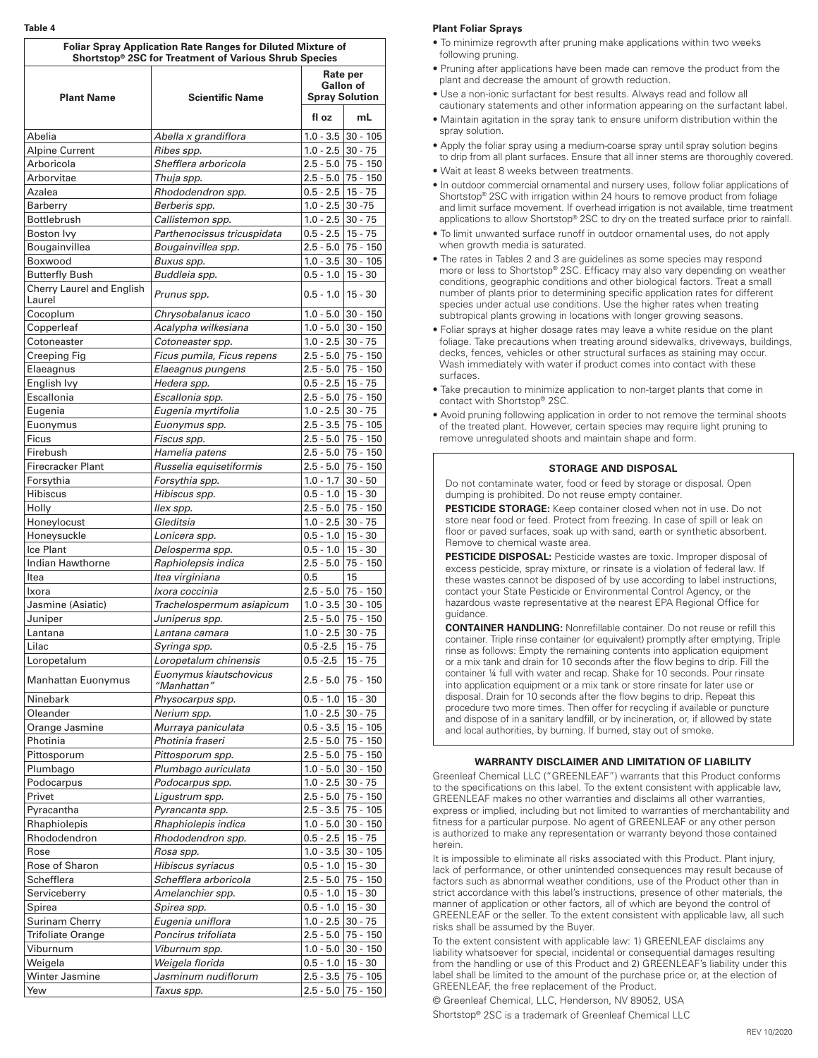**Table 4**

| Foliar Spray Application Rate Ranges for Diluted Mixture of Shortstop® 2SC for Treatment of Various Shrub Species | | | |
|---|---|---|---|
| **Plant Name** | **Scientific Name** | **Rate per Gallon of Spray Solution** | |
| | | **fl oz** | **mL** |
| Abelia | *Abella x grandiflora* | 1.0 - 3.5 | 30 - 105 |
| Alpine Current | *Ribes spp.* | 1.0 - 2.5 | 30 - 75 |
| Arboricola | *Shefflera arboricola* | 2.5 - 5.0 | 75 - 150 |
| Arborvitae | *Thuja spp.* | 2.5 - 5.0 | 75 - 150 |
| Azalea | *Rhododendron spp.* | 0.5 - 2.5 | 15 - 75 |
| Barberry | *Berberis spp.* | 1.0 - 2.5 | 30 -75 |
| Bottlebrush | *Callistemon spp.* | 1.0 - 2.5 | 30 - 75 |
| Boston Ivy | *Parthenocissus tricuspidata* | 0.5 - 2.5 | 15 - 75 |
| Bougainvillea | *Bougainvillea spp.* | 2.5 - 5.0 | 75 - 150 |
| Boxwood | *Buxus spp.* | 1.0 - 3.5 | 30 - 105 |
| Butterfly Bush | *Buddleia spp.* | 0.5 - 1.0 | 15 - 30 |
| Cherry Laurel and English Laurel | *Prunus spp.* | 0.5 - 1.0 | 15 - 30 |
| Cocoplum | *Chrysobalanus icaco* | 1.0 - 5.0 | 30 - 150 |
| Copperleaf | *Acalypha wilkesiana* | 1.0 - 5.0 | 30 - 150 |
| Cotoneaster | *Cotoneaster spp.* | 1.0 - 2.5 | 30 - 75 |
| Creeping Fig | *Ficus pumila, Ficus repens* | 2.5 - 5.0 | 75 - 150 |
| Elaeagnus | *Elaeagnus pungens* | 2.5 - 5.0 | 75 - 150 |
| English Ivy | *Hedera spp.* | 0.5 - 2.5 | 15 - 75 |
| Escallonia | *Escallonia spp.* | 2.5 - 5.0 | 75 - 150 |
| Eugenia | *Eugenia myrtifolia* | 1.0 - 2.5 | 30 - 75 |
| Euonymus | *Euonymus spp.* | 2.5 - 3.5 | 75 - 105 |
| Ficus | *Fiscus spp.* | 2.5 - 5.0 | 75 - 150 |
| Firebush | *Hamelia patens* | 2.5 - 5.0 | 75 - 150 |
| Firecracker Plant | *Russelia equisetiformis* | 2.5 - 5.0 | 75 - 150 |
| Forsythia | *Forsythia spp.* | 1.0 - 1.7 | 30 - 50 |
| Hibiscus | *Hibiscus spp.* | 0.5 - 1.0 | 15 - 30 |
| Holly | *Ilex spp.* | 2.5 - 5.0 | 75 - 150 |
| Honeylocust | *Gleditsia* | 1.0 - 2.5 | 30 - 75 |
| Honeysuckle | *Lonicera spp.* | 0.5 - 1.0 | 15 - 30 |
| Ice Plant | *Delosperma spp.* | 0.5 - 1.0 | 15 - 30 |
| Indian Hawthorne | *Raphiolepsis indica* | 2.5 - 5.0 | 75 - 150 |
| Itea | *Itea virginiana* | 0.5 | 15 |
| Ixora | *Ixora coccinia* | 2.5 - 5.0 | 75 - 150 |
| Jasmine (Asiatic) | *Trachelospermum asiapicum* | 1.0 - 3.5 | 30 - 105 |
| Juniper | *Juniperus spp.* | 2.5 - 5.0 | 75 - 150 |
| Lantana | *Lantana camara* | 1.0 - 2.5 | 30 - 75 |
| Lilac | *Syringa spp.* | 0.5 -2.5 | 15 - 75 |
| Loropetalum | *Loropetalum chinensis* | 0.5 -2.5 | 15 - 75 |
| Manhattan Euonymus | *Euonymus kiautschovicus "Manhattan"* | 2.5 - 5.0 | 75 - 150 |
| Ninebark | *Physocarpus spp.* | 0.5 - 1.0 | 15 - 30 |
| Oleander | *Nerium spp.* | 1.0 - 2.5 | 30 - 75 |
| Orange Jasmine | *Murraya paniculata* | 0.5 - 3.5 | 15 - 105 |
| Photinia | *Photinia fraseri* | 2.5 - 5.0 | 75 - 150 |
| Pittosporum | *Pittosporum spp.* | 2.5 - 5.0 | 75 - 150 |
| Plumbago | *Plumbago auriculata* | 1.0 - 5.0 | 30 - 150 |
| Podocarpus | *Podocarpus spp.* | 1.0 - 2.5 | 30 - 75 |
| Privet | *Ligustrum spp.* | 2.5 - 5.0 | 75 - 150 |
| Pyracantha | *Pyrancanta spp.* | 2.5 - 3.5 | 75 - 105 |
| Rhaphiolepis | *Rhaphiolepis indica* | 1.0 - 5.0 | 30 - 150 |
| Rhododendron | *Rhododendron spp.* | 0.5 - 2.5 | 15 - 75 |
| Rose | *Rosa spp.* | 1.0 - 3.5 | 30 - 105 |
| Rose of Sharon | *Hibiscus syriacus* | 0.5 - 1.0 | 15 - 30 |
| Schefflera | *Schefflera arboricola* | 2.5 - 5.0 | 75 - 150 |
| Serviceberry | *Amelanchier spp.* | 0.5 - 1.0 | 15 - 30 |
| Spirea | *Spirea spp.* | 0.5 - 1.0 | 15 - 30 |
| Surinam Cherry | *Eugenia uniflora* | 1.0 - 2.5 | 30 - 75 |
| Trifoliate Orange | *Poncirus trifoliata* | 2.5 - 5.0 | 75 - 150 |
| Viburnum | *Viburnum spp.* | 1.0 - 5.0 | 30 - 150 |
| Weigela | *Weigela florida* | 0.5 - 1.0 | 15 - 30 |
| Winter Jasmine | *Jasminum nudiflorum* | 2.5 - 3.5 | 75 - 105 |
| Yew | *Taxus spp.* | 2.5 - 5.0 | 75 - 150 |

**Plant Foliar Sprays**

- To minimize regrowth after pruning make applications within two weeks following pruning.
- Pruning after applications have been made can remove the product from the plant and decrease the amount of growth reduction.
- Use a non-ionic surfactant for best results. Always read and follow all cautionary statements and other information appearing on the surfactant label.
- Maintain agitation in the spray tank to ensure uniform distribution within the spray solution.
- Apply the foliar spray using a medium-coarse spray until spray solution begins to drip from all plant surfaces. Ensure that all inner stems are thoroughly covered.
- Wait at least 8 weeks between treatments.
- In outdoor commercial ornamental and nursery uses, follow foliar applications of Shortstop® 2SC with irrigation within 24 hours to remove product from foliage and limit surface movement. If overhead irrigation is not available, time treatment applications to allow Shortstop® 2SC to dry on the treated surface prior to rainfall.
- To limit unwanted surface runoff in outdoor ornamental uses, do not apply when growth media is saturated.
- The rates in Tables 2 and 3 are guidelines as some species may respond more or less to Shortstop® 2SC. Efficacy may also vary depending on weather conditions, geographic conditions and other biological factors. Treat a small number of plants prior to determining specific application rates for different species under actual use conditions. Use the higher rates when treating subtropical plants growing in locations with longer growing seasons.
- Foliar sprays at higher dosage rates may leave a white residue on the plant foliage. Take precautions when treating around sidewalks, driveways, buildings, decks, fences, vehicles or other structural surfaces as staining may occur. Wash immediately with water if product comes into contact with these surfaces.
- Take precaution to minimize application to non-target plants that come in contact with Shortstop® 2SC.
- Avoid pruning following application in order to not remove the terminal shoots of the treated plant. However, certain species may require light pruning to remove unregulated shoots and maintain shape and form.

## STORAGE AND DISPOSAL

Do not contaminate water, food or feed by storage or disposal. Open dumping is prohibited. Do not reuse empty container.

**PESTICIDE STORAGE:** Keep container closed when not in use. Do not store near food or feed. Protect from freezing. In case of spill or leak on floor or paved surfaces, soak up with sand, earth or synthetic absorbent. Remove to chemical waste area.

**PESTICIDE DISPOSAL:** Pesticide wastes are toxic. Improper disposal of excess pesticide, spray mixture, or rinsate is a violation of federal law. If these wastes cannot be disposed of by use according to label instructions, contact your State Pesticide or Environmental Control Agency, or the hazardous waste representative at the nearest EPA Regional Office for guidance.

**CONTAINER HANDLING:** Nonrefillable container. Do not reuse or refill this container. Triple rinse container (or equivalent) promptly after emptying. Triple rinse as follows: Empty the remaining contents into application equipment or a mix tank and drain for 10 seconds after the flow begins to drip. Fill the container ¼ full with water and recap. Shake for 10 seconds. Pour rinsate into application equipment or a mix tank or store rinsate for later use or disposal. Drain for 10 seconds after the flow begins to drip. Repeat this procedure two more times. Then offer for recycling if available or puncture and dispose of in a sanitary landfill, or by incineration, or, if allowed by state and local authorities, by burning. If burned, stay out of smoke.

## WARRANTY DISCLAIMER AND LIMITATION OF LIABILITY

Greenleaf Chemical LLC ("GREENLEAF") warrants that this Product conforms to the specifications on this label. To the extent consistent with applicable law, GREENLEAF makes no other warranties and disclaims all other warranties, express or implied, including but not limited to warranties of merchantability and fitness for a particular purpose. No agent of GREENLEAF or any other person is authorized to make any representation or warranty beyond those contained herein.

It is impossible to eliminate all risks associated with this Product. Plant injury, lack of performance, or other unintended consequences may result because of factors such as abnormal weather conditions, use of the Product other than in strict accordance with this label's instructions, presence of other materials, the manner of application or other factors, all of which are beyond the control of GREENLEAF or the seller. To the extent consistent with applicable law, all such risks shall be assumed by the Buyer.

To the extent consistent with applicable law: 1) GREENLEAF disclaims any liability whatsoever for special, incidental or consequential damages resulting from the handling or use of this Product and 2) GREENLEAF's liability under this label shall be limited to the amount of the purchase price or, at the election of GREENLEAF, the free replacement of the Product.

© Greenleaf Chemical, LLC, Henderson, NV 89052, USA

Shortstop® 2SC is a trademark of Greenleaf Chemical LLC

REV 10/2020